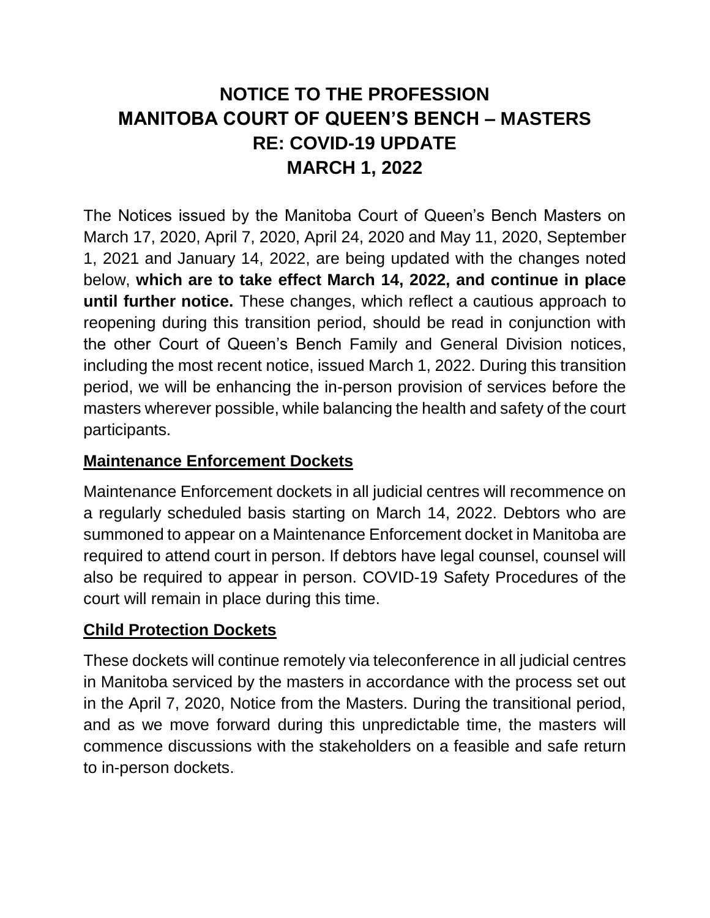# NOTICE TO THE PROFESSION
# MANITOBA COURT OF QUEEN'S BENCH – MASTERS
# RE: COVID-19 UPDATE
# MARCH 1, 2022

The Notices issued by the Manitoba Court of Queen's Bench Masters on March 17, 2020, April 7, 2020, April 24, 2020 and May 11, 2020, September 1, 2021 and January 14, 2022, are being updated with the changes noted below, **which are to take effect March 14, 2022, and continue in place until further notice.** These changes, which reflect a cautious approach to reopening during this transition period, should be read in conjunction with the other Court of Queen's Bench Family and General Division notices, including the most recent notice, issued March 1, 2022. During this transition period, we will be enhancing the in-person provision of services before the masters wherever possible, while balancing the health and safety of the court participants.

## Maintenance Enforcement Dockets

Maintenance Enforcement dockets in all judicial centres will recommence on a regularly scheduled basis starting on March 14, 2022. Debtors who are summoned to appear on a Maintenance Enforcement docket in Manitoba are required to attend court in person. If debtors have legal counsel, counsel will also be required to appear in person. COVID-19 Safety Procedures of the court will remain in place during this time.

## Child Protection Dockets

These dockets will continue remotely via teleconference in all judicial centres in Manitoba serviced by the masters in accordance with the process set out in the April 7, 2020, Notice from the Masters. During the transitional period, and as we move forward during this unpredictable time, the masters will commence discussions with the stakeholders on a feasible and safe return to in-person dockets.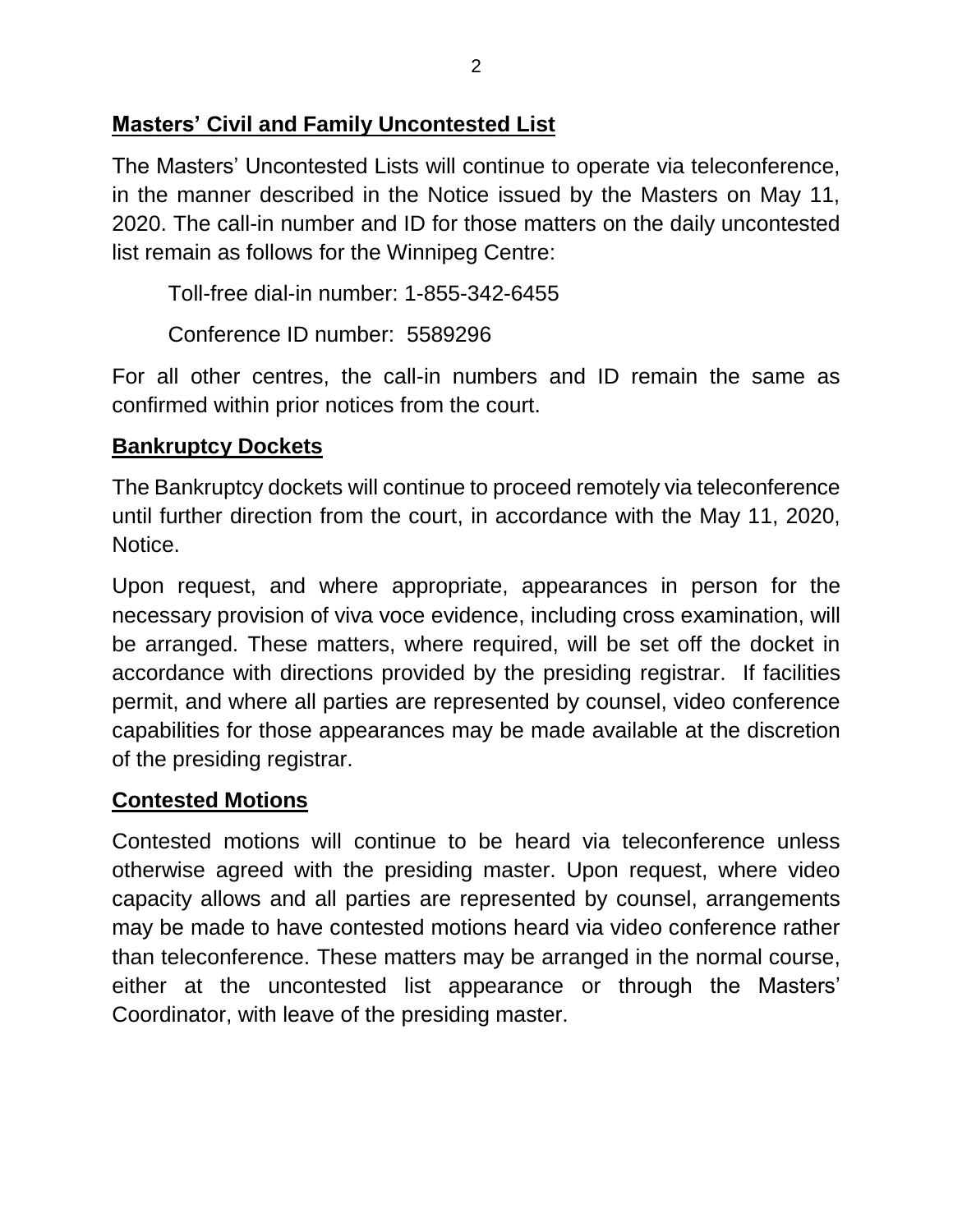## **Masters' Civil and Family Uncontested List**

The Masters' Uncontested Lists will continue to operate via teleconference, in the manner described in the Notice issued by the Masters on May 11, 2020. The call-in number and ID for those matters on the daily uncontested list remain as follows for the Winnipeg Centre:

Toll-free dial-in number: 1-855-342-6455

Conference ID number: 5589296

For all other centres, the call-in numbers and ID remain the same as confirmed within prior notices from the court.

## **Bankruptcy Dockets**

The Bankruptcy dockets will continue to proceed remotely via teleconference until further direction from the court, in accordance with the May 11, 2020, Notice.

Upon request, and where appropriate, appearances in person for the necessary provision of viva voce evidence, including cross examination, will be arranged. These matters, where required, will be set off the docket in accordance with directions provided by the presiding registrar. If facilities permit, and where all parties are represented by counsel, video conference capabilities for those appearances may be made available at the discretion of the presiding registrar.

## **Contested Motions**

Contested motions will continue to be heard via teleconference unless otherwise agreed with the presiding master. Upon request, where video capacity allows and all parties are represented by counsel, arrangements may be made to have contested motions heard via video conference rather than teleconference. These matters may be arranged in the normal course, either at the uncontested list appearance or through the Masters' Coordinator, with leave of the presiding master.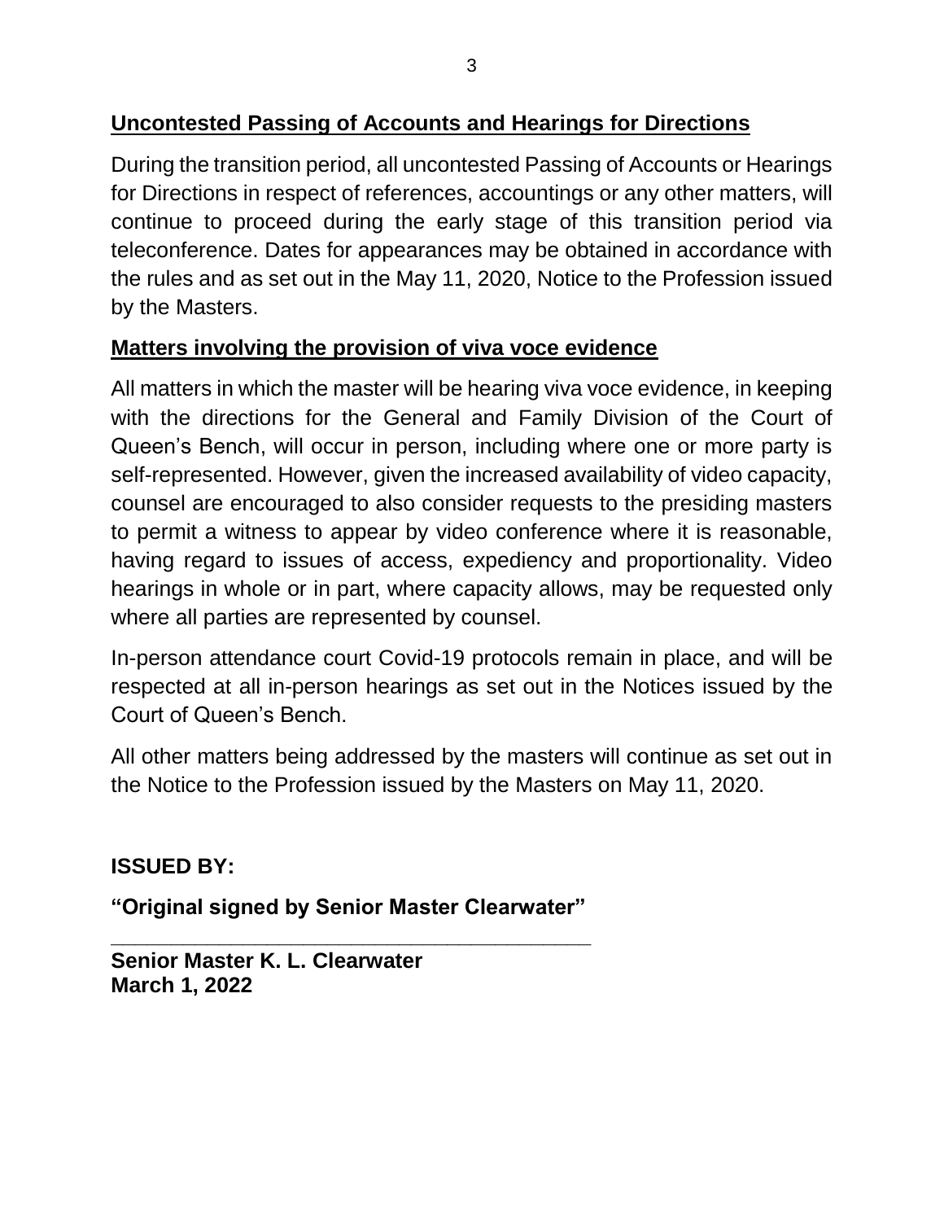## Uncontested Passing of Accounts and Hearings for Directions

During the transition period, all uncontested Passing of Accounts or Hearings for Directions in respect of references, accountings or any other matters, will continue to proceed during the early stage of this transition period via teleconference. Dates for appearances may be obtained in accordance with the rules and as set out in the May 11, 2020, Notice to the Profession issued by the Masters.

## Matters involving the provision of viva voce evidence

All matters in which the master will be hearing viva voce evidence, in keeping with the directions for the General and Family Division of the Court of Queen's Bench, will occur in person, including where one or more party is self-represented. However, given the increased availability of video capacity, counsel are encouraged to also consider requests to the presiding masters to permit a witness to appear by video conference where it is reasonable, having regard to issues of access, expediency and proportionality. Video hearings in whole or in part, where capacity allows, may be requested only where all parties are represented by counsel.

In-person attendance court Covid-19 protocols remain in place, and will be respected at all in-person hearings as set out in the Notices issued by the Court of Queen's Bench.

All other matters being addressed by the masters will continue as set out in the Notice to the Profession issued by the Masters on May 11, 2020.

**ISSUED BY:**

**"Original signed by Senior Master Clearwater"**

**Senior Master K. L. Clearwater**
**March 1, 2022**